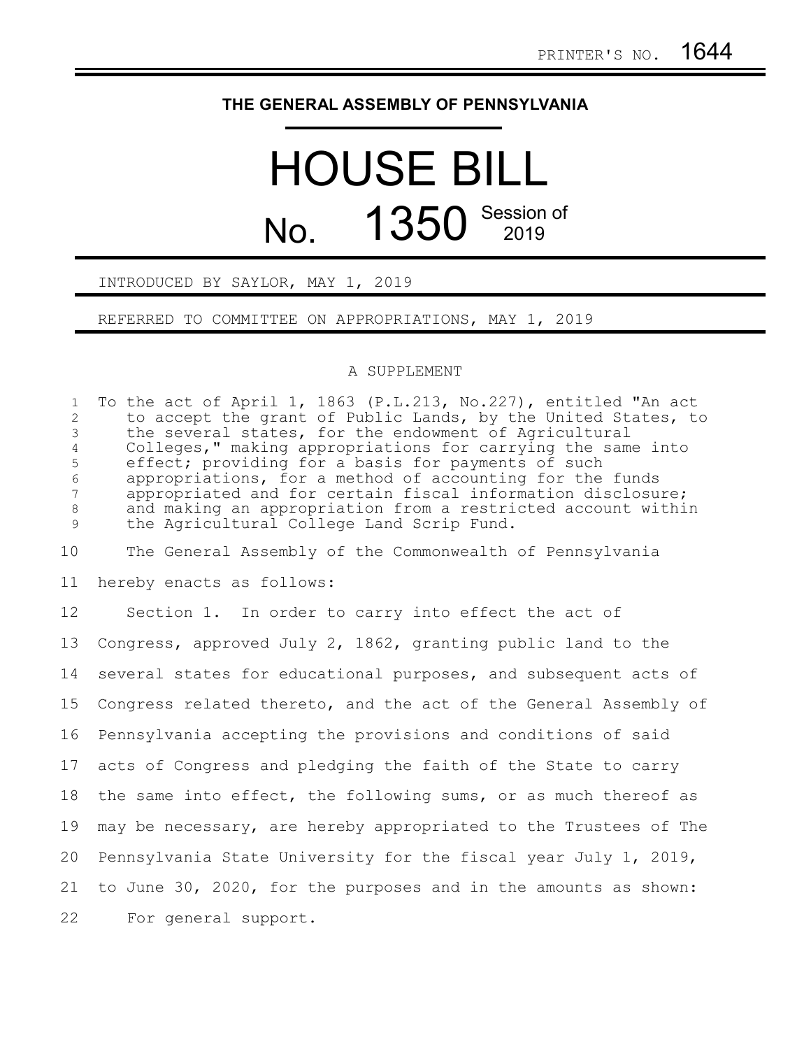PRINTER'S NO. 1644

# THE GENERAL ASSEMBLY OF PENNSYLVANIA

# HOUSE BILL

## No. 1350 Session of 2019

INTRODUCED BY SAYLOR, MAY 1, 2019

REFERRED TO COMMITTEE ON APPROPRIATIONS, MAY 1, 2019

A SUPPLEMENT

To the act of April 1, 1863 (P.L.213, No.227), entitled "An act to accept the grant of Public Lands, by the United States, to the several states, for the endowment of Agricultural Colleges," making appropriations for carrying the same into effect; providing for a basis for payments of such appropriations, for a method of accounting for the funds appropriated and for certain fiscal information disclosure; and making an appropriation from a restricted account within the Agricultural College Land Scrip Fund.

The General Assembly of the Commonwealth of Pennsylvania hereby enacts as follows:

Section 1. In order to carry into effect the act of Congress, approved July 2, 1862, granting public land to the several states for educational purposes, and subsequent acts of Congress related thereto, and the act of the General Assembly of Pennsylvania accepting the provisions and conditions of said acts of Congress and pledging the faith of the State to carry the same into effect, the following sums, or as much thereof as may be necessary, are hereby appropriated to the Trustees of The Pennsylvania State University for the fiscal year July 1, 2019, to June 30, 2020, for the purposes and in the amounts as shown:

For general support.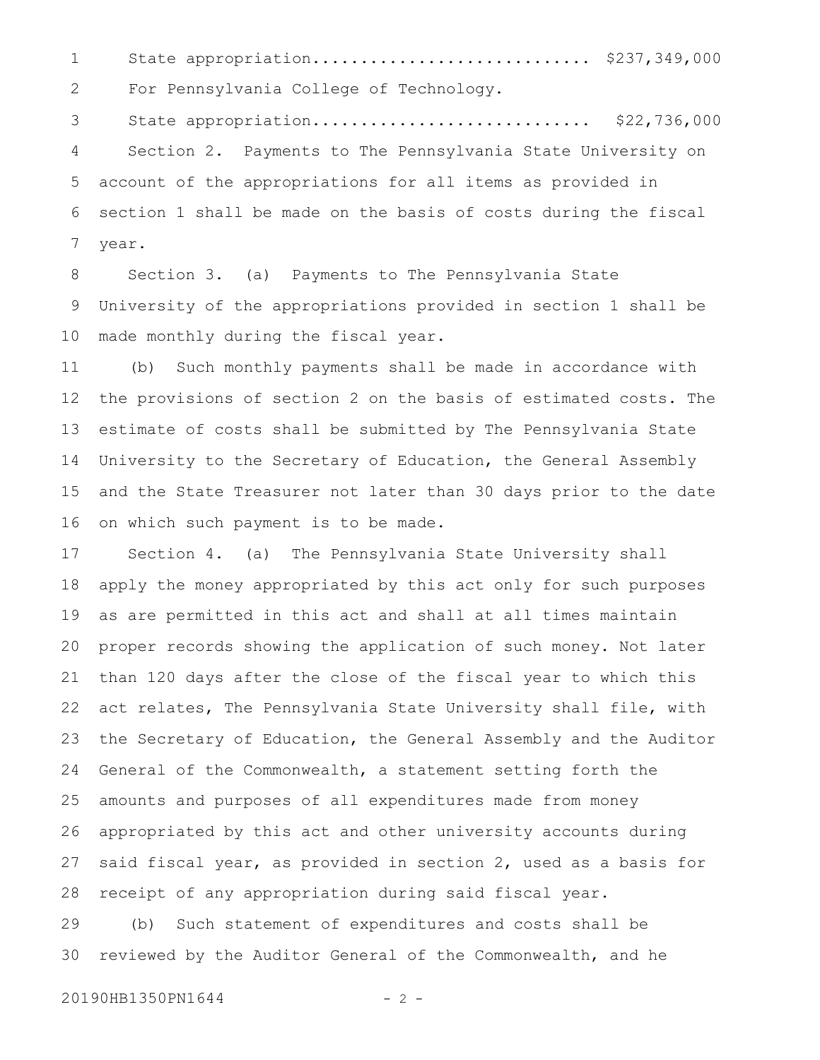State appropriation............................ $237,349,000

For Pennsylvania College of Technology.

State appropriation............................ $22,736,000

Section 2. Payments to The Pennsylvania State University on account of the appropriations for all items as provided in section 1 shall be made on the basis of costs during the fiscal year.

Section 3. (a) Payments to The Pennsylvania State University of the appropriations provided in section 1 shall be made monthly during the fiscal year.

(b) Such monthly payments shall be made in accordance with the provisions of section 2 on the basis of estimated costs. The estimate of costs shall be submitted by The Pennsylvania State University to the Secretary of Education, the General Assembly and the State Treasurer not later than 30 days prior to the date on which such payment is to be made.

Section 4. (a) The Pennsylvania State University shall apply the money appropriated by this act only for such purposes as are permitted in this act and shall at all times maintain proper records showing the application of such money. Not later than 120 days after the close of the fiscal year to which this act relates, The Pennsylvania State University shall file, with the Secretary of Education, the General Assembly and the Auditor General of the Commonwealth, a statement setting forth the amounts and purposes of all expenditures made from money appropriated by this act and other university accounts during said fiscal year, as provided in section 2, used as a basis for receipt of any appropriation during said fiscal year.

(b) Such statement of expenditures and costs shall be reviewed by the Auditor General of the Commonwealth, and he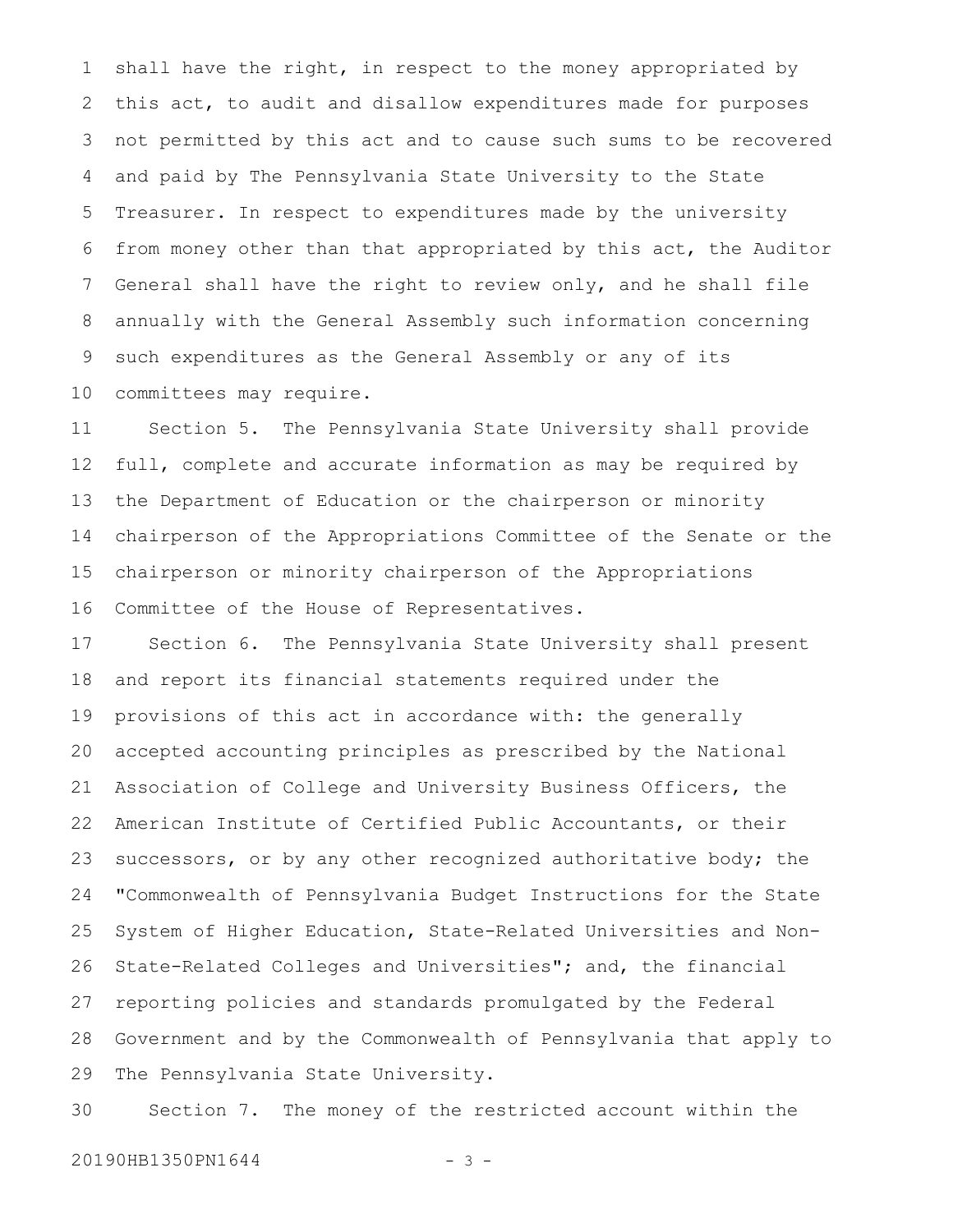shall have the right, in respect to the money appropriated by this act, to audit and disallow expenditures made for purposes not permitted by this act and to cause such sums to be recovered and paid by The Pennsylvania State University to the State Treasurer. In respect to expenditures made by the university from money other than that appropriated by this act, the Auditor General shall have the right to review only, and he shall file annually with the General Assembly such information concerning such expenditures as the General Assembly or any of its committees may require.

Section 5. The Pennsylvania State University shall provide full, complete and accurate information as may be required by the Department of Education or the chairperson or minority chairperson of the Appropriations Committee of the Senate or the chairperson or minority chairperson of the Appropriations Committee of the House of Representatives.

Section 6. The Pennsylvania State University shall present and report its financial statements required under the provisions of this act in accordance with: the generally accepted accounting principles as prescribed by the National Association of College and University Business Officers, the American Institute of Certified Public Accountants, or their successors, or by any other recognized authoritative body; the "Commonwealth of Pennsylvania Budget Instructions for the State System of Higher Education, State-Related Universities and Non-State-Related Colleges and Universities"; and, the financial reporting policies and standards promulgated by the Federal Government and by the Commonwealth of Pennsylvania that apply to The Pennsylvania State University.

Section 7. The money of the restricted account within the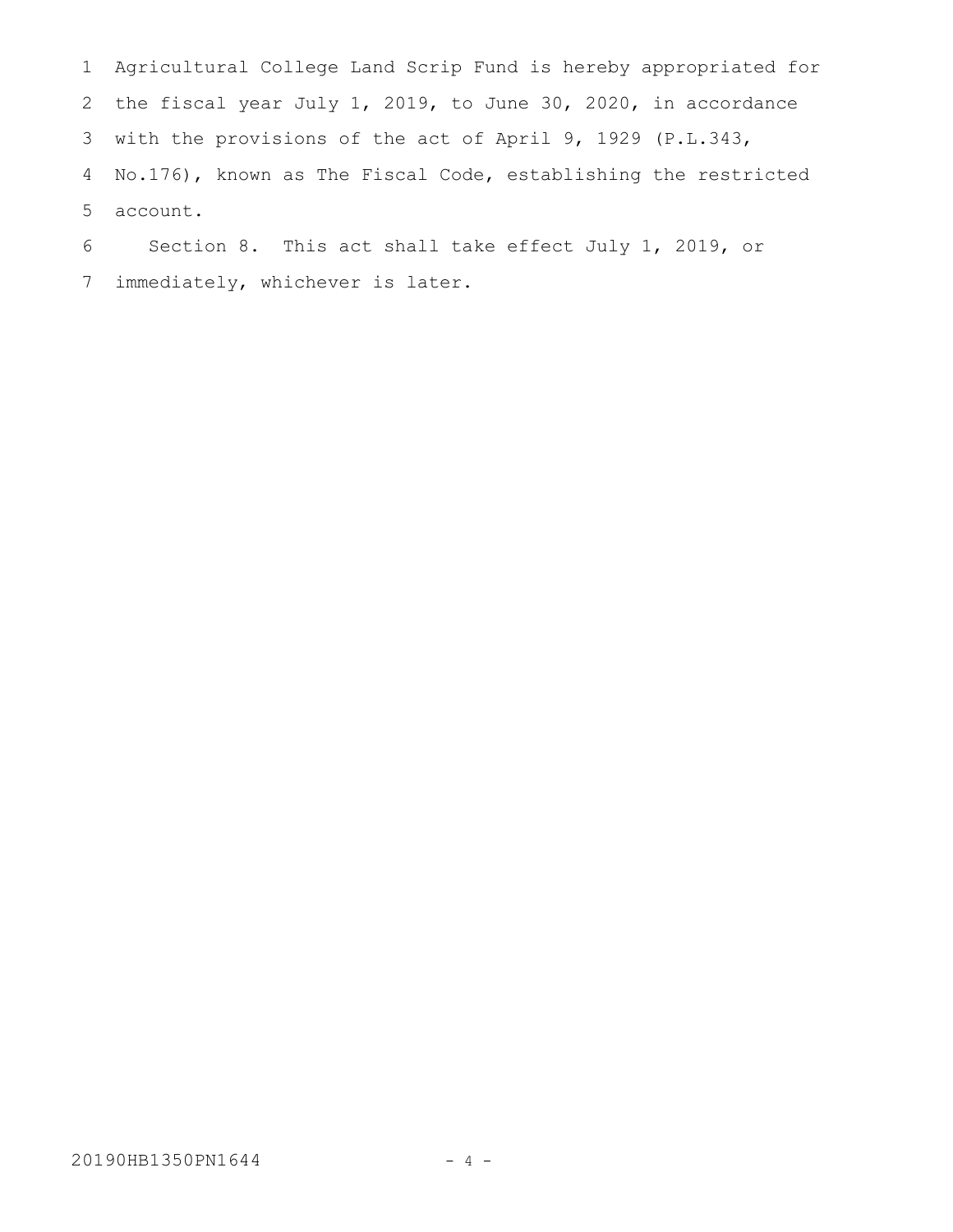Agricultural College Land Scrip Fund is hereby appropriated for the fiscal year July 1, 2019, to June 30, 2020, in accordance with the provisions of the act of April 9, 1929 (P.L.343, No.176), known as The Fiscal Code, establishing the restricted account.

Section 8. This act shall take effect July 1, 2019, or immediately, whichever is later.